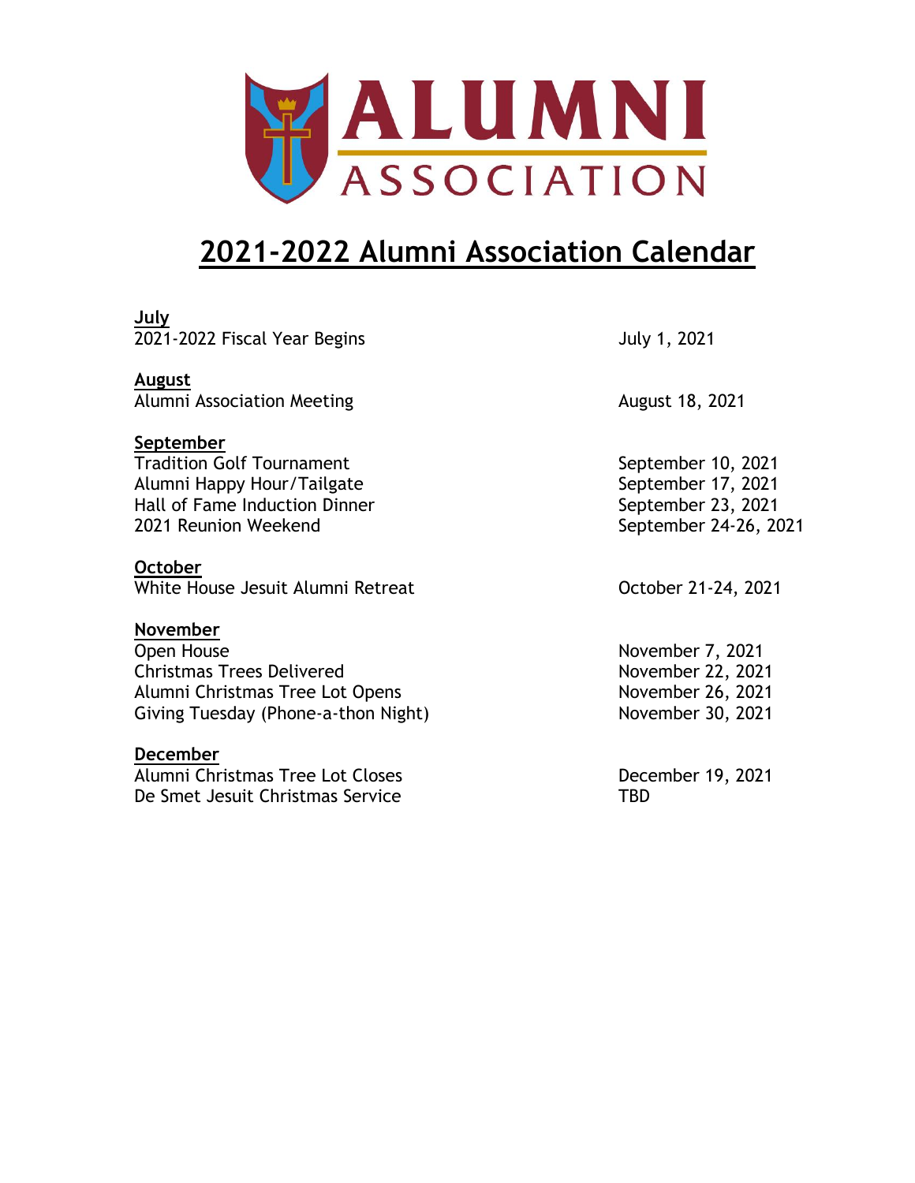ALUMNI ASSOCIATION

# 2021-2022 Alumni Association Calendar

**July**

| | |
|---|---|
| 2021-2022 Fiscal Year Begins | July 1, 2021 |

**August**

| | |
|---|---|
| Alumni Association Meeting | August 18, 2021 |

**September**

| | |
|---|---|
| Tradition Golf Tournament | September 10, 2021 |
| Alumni Happy Hour/Tailgate | September 17, 2021 |
| Hall of Fame Induction Dinner | September 23, 2021 |
| 2021 Reunion Weekend | September 24-26, 2021 |

**October**

| | |
|---|---|
| White House Jesuit Alumni Retreat | October 21-24, 2021 |

**November**

| | |
|---|---|
| Open House | November 7, 2021 |
| Christmas Trees Delivered | November 22, 2021 |
| Alumni Christmas Tree Lot Opens | November 26, 2021 |
| Giving Tuesday (Phone-a-thon Night) | November 30, 2021 |

**December**

| | |
|---|---|
| Alumni Christmas Tree Lot Closes | December 19, 2021 |
| De Smet Jesuit Christmas Service | TBD |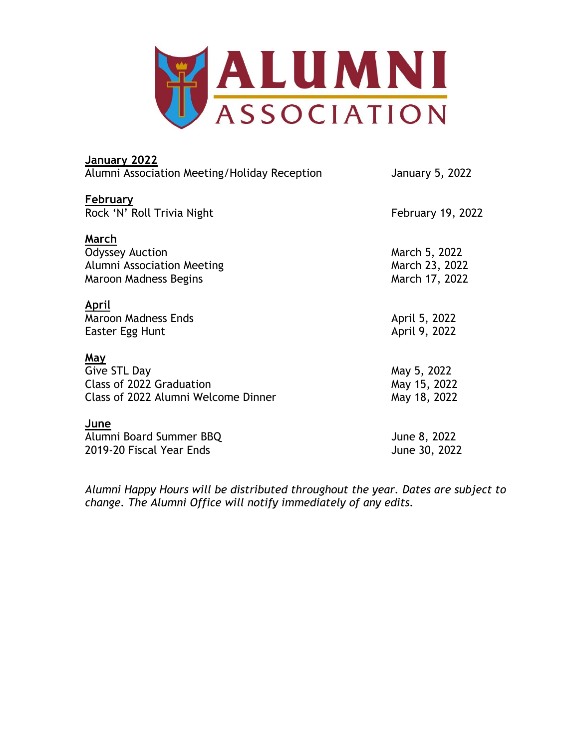# ALUMNI ASSOCIATION

**January 2022**

| | |
|---|---|
| Alumni Association Meeting/Holiday Reception | January 5, 2022 |

**February**

| | |
|---|---|
| Rock 'N' Roll Trivia Night | February 19, 2022 |

**March**

| | |
|---|---|
| Odyssey Auction | March 5, 2022 |
| Alumni Association Meeting | March 23, 2022 |
| Maroon Madness Begins | March 17, 2022 |

**April**

| | |
|---|---|
| Maroon Madness Ends | April 5, 2022 |
| Easter Egg Hunt | April 9, 2022 |

**May**

| | |
|---|---|
| Give STL Day | May 5, 2022 |
| Class of 2022 Graduation | May 15, 2022 |
| Class of 2022 Alumni Welcome Dinner | May 18, 2022 |

**June**

| | |
|---|---|
| Alumni Board Summer BBQ | June 8, 2022 |
| 2019-20 Fiscal Year Ends | June 30, 2022 |

*Alumni Happy Hours will be distributed throughout the year. Dates are subject to change. The Alumni Office will notify immediately of any edits.*